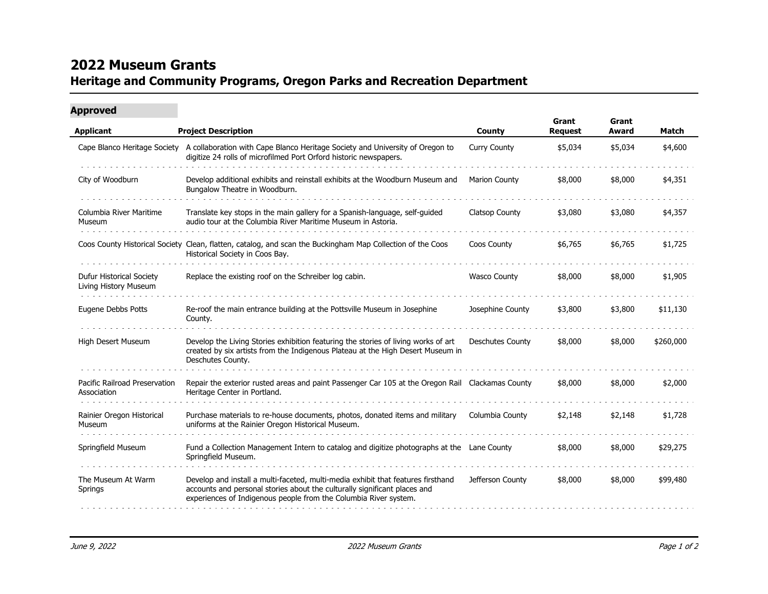# 2022 Museum Grants

## Heritage and Community Programs, Oregon Parks and Recreation Department

### Approved

| Applicant | Project Description | County | Grant Request | Grant Award | Match |
|---|---|---|---|---|---|
| Cape Blanco Heritage Society | A collaboration with Cape Blanco Heritage Society and University of Oregon to digitize 24 rolls of microfilmed Port Orford historic newspapers. | Curry County | $5,034 | $5,034 | $4,600 |
| City of Woodburn | Develop additional exhibits and reinstall exhibits at the Woodburn Museum and Bungalow Theatre in Woodburn. | Marion County | $8,000 | $8,000 | $4,351 |
| Columbia River Maritime Museum | Translate key stops in the main gallery for a Spanish-language, self-guided audio tour at the Columbia River Maritime Museum in Astoria. | Clatsop County | $3,080 | $3,080 | $4,357 |
| Coos County Historical Society | Clean, flatten, catalog, and scan the Buckingham Map Collection of the Coos Historical Society in Coos Bay. | Coos County | $6,765 | $6,765 | $1,725 |
| Dufur Historical Society Living History Museum | Replace the existing roof on the Schreiber log cabin. | Wasco County | $8,000 | $8,000 | $1,905 |
| Eugene Debbs Potts | Re-roof the main entrance building at the Pottsville Museum in Josephine County. | Josephine County | $3,800 | $3,800 | $11,130 |
| High Desert Museum | Develop the Living Stories exhibition featuring the stories of living works of art created by six artists from the Indigenous Plateau at the High Desert Museum in Deschutes County. | Deschutes County | $8,000 | $8,000 | $260,000 |
| Pacific Railroad Preservation Association | Repair the exterior rusted areas and paint Passenger Car 105 at the Oregon Rail Heritage Center in Portland. | Clackamas County | $8,000 | $8,000 | $2,000 |
| Rainier Oregon Historical Museum | Purchase materials to re-house documents, photos, donated items and military uniforms at the Rainier Oregon Historical Museum. | Columbia County | $2,148 | $2,148 | $1,728 |
| Springfield Museum | Fund a Collection Management Intern to catalog and digitize photographs at the Springfield Museum. | Lane County | $8,000 | $8,000 | $29,275 |
| The Museum At Warm Springs | Develop and install a multi-faceted, multi-media exhibit that features firsthand accounts and personal stories about the culturally significant places and experiences of Indigenous people from the Columbia River system. | Jefferson County | $8,000 | $8,000 | $99,480 |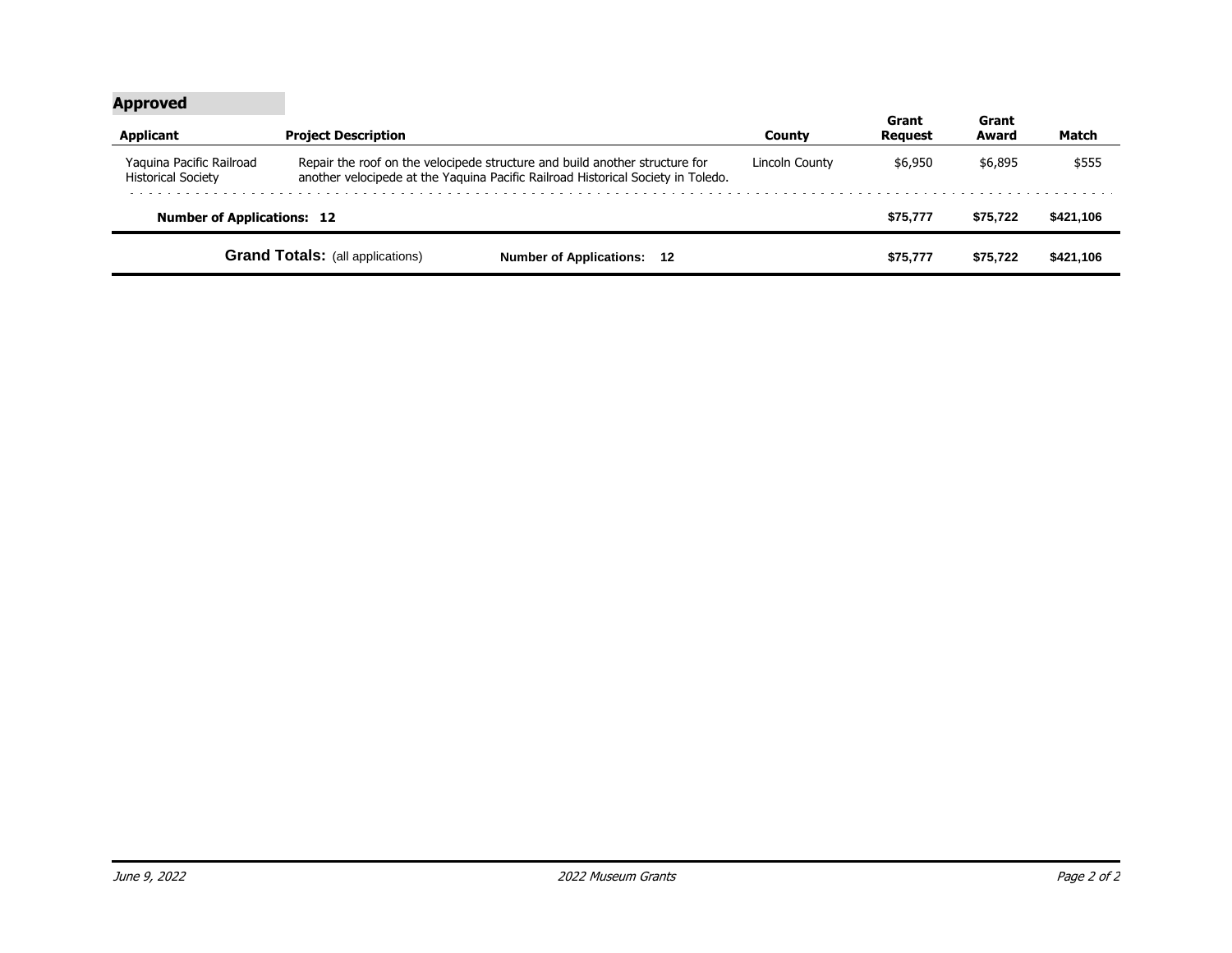## Approved

| Applicant | Project Description | County | Grant Request | Grant Award | Match |
|---|---|---|---|---|---|
| Yaquina Pacific Railroad Historical Society | Repair the roof on the velocipede structure and build another structure for another velocipede at the Yaquina Pacific Railroad Historical Society in Toledo. | Lincoln County | $6,950 | $6,895 | $555 |
| **Number of Applications: 12** | | | **$75,777** | **$75,722** | **$421,106** |
| **Grand Totals:** (all applications) | **Number of Applications: 12** | | **$75,777** | **$75,722** | **$421,106** |